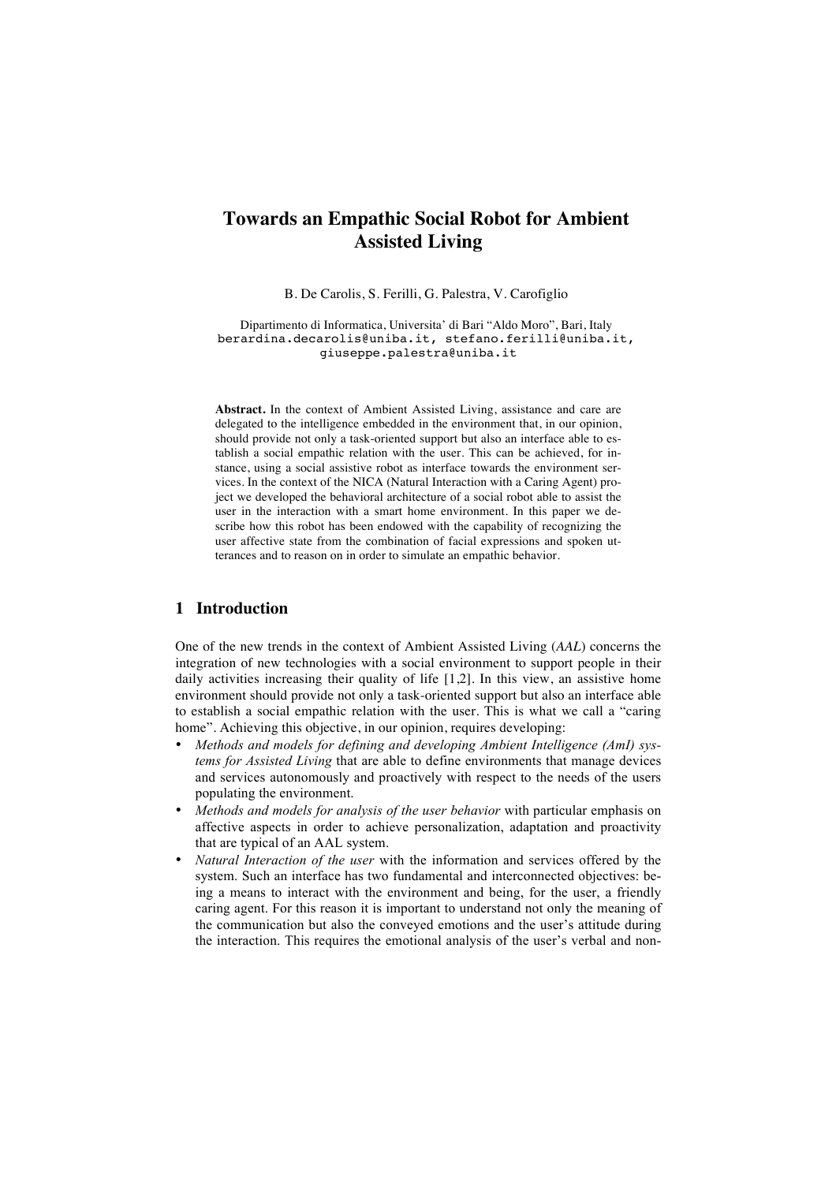# Towards an Empathic Social Robot for Ambient Assisted Living

B. De Carolis, S. Ferilli, G. Palestra, V. Carofiglio

Dipartimento di Informatica, Universita' di Bari "Aldo Moro", Bari, Italy
berardina.decarolis@uniba.it, stefano.ferilli@uniba.it, giuseppe.palestra@uniba.it

**Abstract.** In the context of Ambient Assisted Living, assistance and care are delegated to the intelligence embedded in the environment that, in our opinion, should provide not only a task-oriented support but also an interface able to establish a social empathic relation with the user. This can be achieved, for instance, using a social assistive robot as interface towards the environment services. In the context of the NICA (Natural Interaction with a Caring Agent) project we developed the behavioral architecture of a social robot able to assist the user in the interaction with a smart home environment. In this paper we describe how this robot has been endowed with the capability of recognizing the user affective state from the combination of facial expressions and spoken utterances and to reason on in order to simulate an empathic behavior.

## 1 Introduction

One of the new trends in the context of Ambient Assisted Living (*AAL*) concerns the integration of new technologies with a social environment to support people in their daily activities increasing their quality of life [1,2]. In this view, an assistive home environment should provide not only a task-oriented support but also an interface able to establish a social empathic relation with the user. This is what we call a "caring home". Achieving this objective, in our opinion, requires developing:

- *Methods and models for defining and developing Ambient Intelligence (AmI) systems for Assisted Living* that are able to define environments that manage devices and services autonomously and proactively with respect to the needs of the users populating the environment.
- *Methods and models for analysis of the user behavior* with particular emphasis on affective aspects in order to achieve personalization, adaptation and proactivity that are typical of an AAL system.
- *Natural Interaction of the user* with the information and services offered by the system. Such an interface has two fundamental and interconnected objectives: being a means to interact with the environment and being, for the user, a friendly caring agent. For this reason it is important to understand not only the meaning of the communication but also the conveyed emotions and the user's attitude during the interaction. This requires the emotional analysis of the user's verbal and non-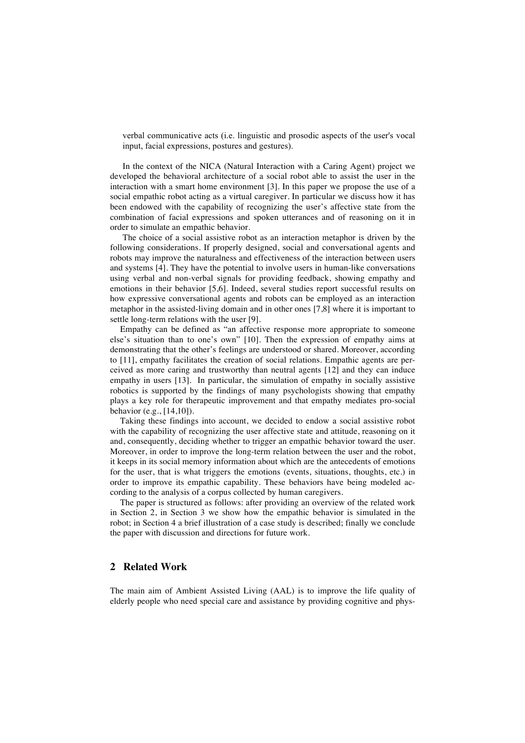verbal communicative acts (i.e. linguistic and prosodic aspects of the user's vocal input, facial expressions, postures and gestures).

In the context of the NICA (Natural Interaction with a Caring Agent) project we developed the behavioral architecture of a social robot able to assist the user in the interaction with a smart home environment [3]. In this paper we propose the use of a social empathic robot acting as a virtual caregiver. In particular we discuss how it has been endowed with the capability of recognizing the user's affective state from the combination of facial expressions and spoken utterances and of reasoning on it in order to simulate an empathic behavior.

The choice of a social assistive robot as an interaction metaphor is driven by the following considerations. If properly designed, social and conversational agents and robots may improve the naturalness and effectiveness of the interaction between users and systems [4]. They have the potential to involve users in human-like conversations using verbal and non-verbal signals for providing feedback, showing empathy and emotions in their behavior [5,6]. Indeed, several studies report successful results on how expressive conversational agents and robots can be employed as an interaction metaphor in the assisted-living domain and in other ones [7,8] where it is important to settle long-term relations with the user [9].

Empathy can be defined as "an affective response more appropriate to someone else's situation than to one's own" [10]. Then the expression of empathy aims at demonstrating that the other's feelings are understood or shared. Moreover, according to [11], empathy facilitates the creation of social relations. Empathic agents are perceived as more caring and trustworthy than neutral agents [12] and they can induce empathy in users [13]. In particular, the simulation of empathy in socially assistive robotics is supported by the findings of many psychologists showing that empathy plays a key role for therapeutic improvement and that empathy mediates pro-social behavior (e.g., [14,10]).

Taking these findings into account, we decided to endow a social assistive robot with the capability of recognizing the user affective state and attitude, reasoning on it and, consequently, deciding whether to trigger an empathic behavior toward the user. Moreover, in order to improve the long-term relation between the user and the robot, it keeps in its social memory information about which are the antecedents of emotions for the user, that is what triggers the emotions (events, situations, thoughts, etc.) in order to improve its empathic capability. These behaviors have being modeled according to the analysis of a corpus collected by human caregivers.

The paper is structured as follows: after providing an overview of the related work in Section 2, in Section 3 we show how the empathic behavior is simulated in the robot; in Section 4 a brief illustration of a case study is described; finally we conclude the paper with discussion and directions for future work.

## 2 Related Work

The main aim of Ambient Assisted Living (AAL) is to improve the life quality of elderly people who need special care and assistance by providing cognitive and phys-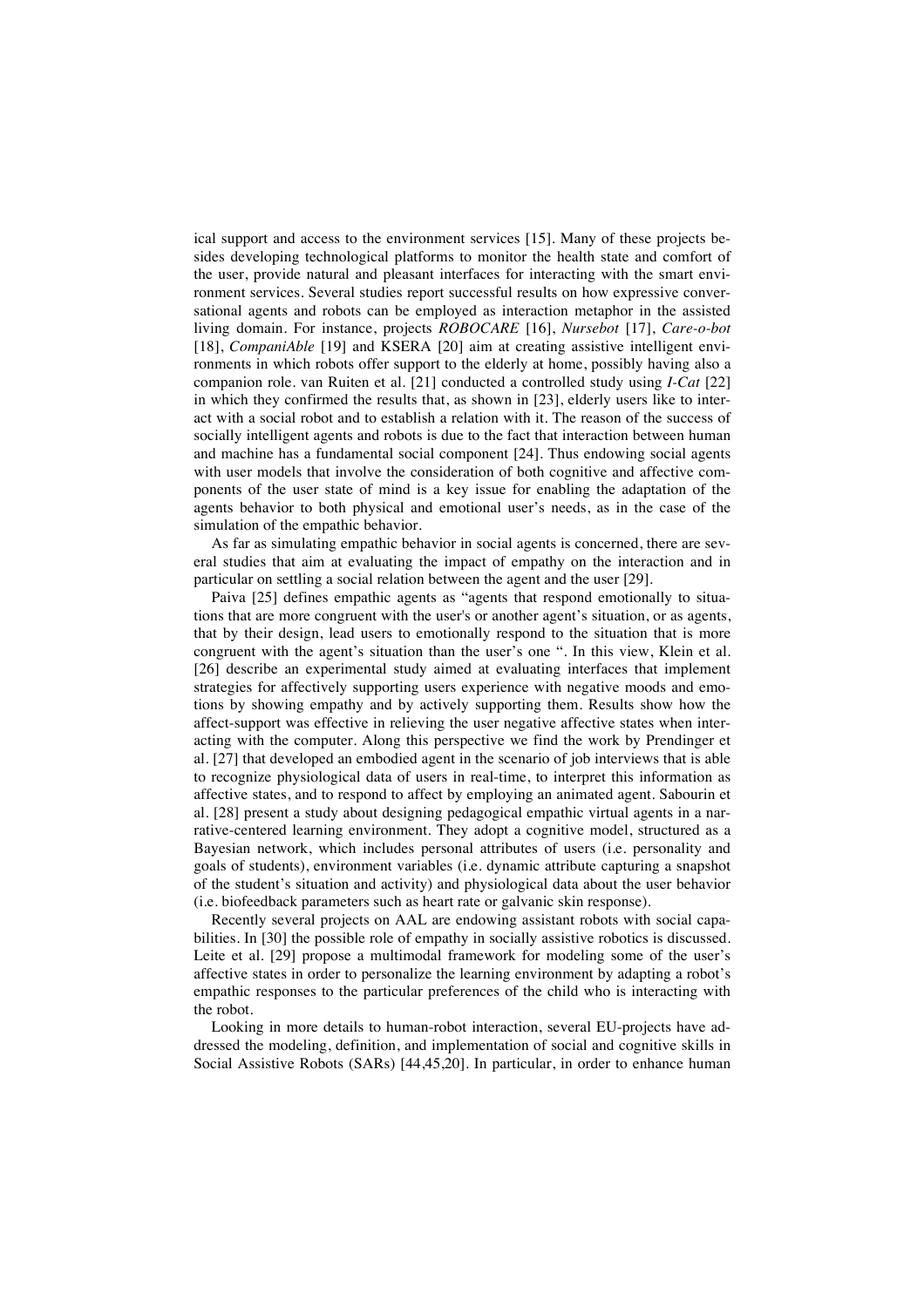ical support and access to the environment services [15]. Many of these projects besides developing technological platforms to monitor the health state and comfort of the user, provide natural and pleasant interfaces for interacting with the smart environment services. Several studies report successful results on how expressive conversational agents and robots can be employed as interaction metaphor in the assisted living domain. For instance, projects *ROBOCARE* [16], *Nursebot* [17], *Care-o-bot* [18], *CompaniAble* [19] and KSERA [20] aim at creating assistive intelligent environments in which robots offer support to the elderly at home, possibly having also a companion role. van Ruiten et al. [21] conducted a controlled study using *I-Cat* [22] in which they confirmed the results that, as shown in [23], elderly users like to interact with a social robot and to establish a relation with it. The reason of the success of socially intelligent agents and robots is due to the fact that interaction between human and machine has a fundamental social component [24]. Thus endowing social agents with user models that involve the consideration of both cognitive and affective components of the user state of mind is a key issue for enabling the adaptation of the agents behavior to both physical and emotional user's needs, as in the case of the simulation of the empathic behavior.

As far as simulating empathic behavior in social agents is concerned, there are several studies that aim at evaluating the impact of empathy on the interaction and in particular on settling a social relation between the agent and the user [29].

Paiva [25] defines empathic agents as "agents that respond emotionally to situations that are more congruent with the user's or another agent's situation, or as agents, that by their design, lead users to emotionally respond to the situation that is more congruent with the agent's situation than the user's one ". In this view, Klein et al. [26] describe an experimental study aimed at evaluating interfaces that implement strategies for affectively supporting users experience with negative moods and emotions by showing empathy and by actively supporting them. Results show how the affect-support was effective in relieving the user negative affective states when interacting with the computer. Along this perspective we find the work by Prendinger et al. [27] that developed an embodied agent in the scenario of job interviews that is able to recognize physiological data of users in real-time, to interpret this information as affective states, and to respond to affect by employing an animated agent. Sabourin et al. [28] present a study about designing pedagogical empathic virtual agents in a narrative-centered learning environment. They adopt a cognitive model, structured as a Bayesian network, which includes personal attributes of users (i.e. personality and goals of students), environment variables (i.e. dynamic attribute capturing a snapshot of the student's situation and activity) and physiological data about the user behavior (i.e. biofeedback parameters such as heart rate or galvanic skin response).

Recently several projects on AAL are endowing assistant robots with social capabilities. In [30] the possible role of empathy in socially assistive robotics is discussed. Leite et al. [29] propose a multimodal framework for modeling some of the user's affective states in order to personalize the learning environment by adapting a robot's empathic responses to the particular preferences of the child who is interacting with the robot.

Looking in more details to human-robot interaction, several EU-projects have addressed the modeling, definition, and implementation of social and cognitive skills in Social Assistive Robots (SARs) [44,45,20]. In particular, in order to enhance human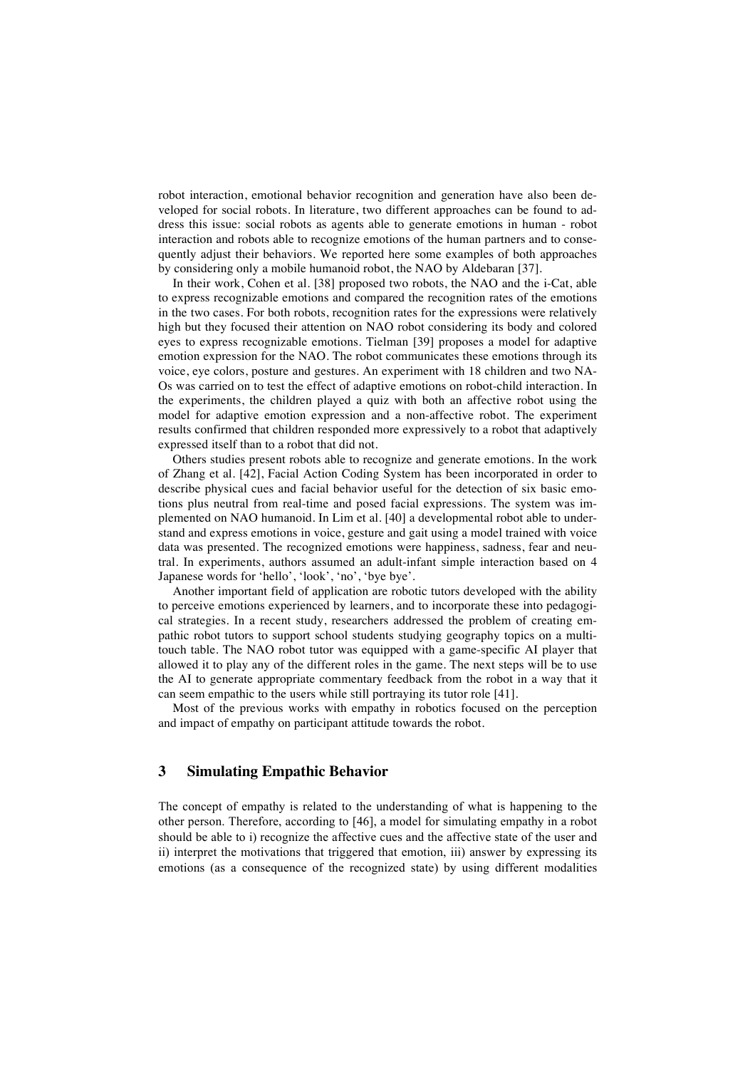robot interaction, emotional behavior recognition and generation have also been developed for social robots. In literature, two different approaches can be found to address this issue: social robots as agents able to generate emotions in human - robot interaction and robots able to recognize emotions of the human partners and to consequently adjust their behaviors. We reported here some examples of both approaches by considering only a mobile humanoid robot, the NAO by Aldebaran [37].

In their work, Cohen et al. [38] proposed two robots, the NAO and the i-Cat, able to express recognizable emotions and compared the recognition rates of the emotions in the two cases. For both robots, recognition rates for the expressions were relatively high but they focused their attention on NAO robot considering its body and colored eyes to express recognizable emotions. Tielman [39] proposes a model for adaptive emotion expression for the NAO. The robot communicates these emotions through its voice, eye colors, posture and gestures. An experiment with 18 children and two NAOs was carried on to test the effect of adaptive emotions on robot-child interaction. In the experiments, the children played a quiz with both an affective robot using the model for adaptive emotion expression and a non-affective robot. The experiment results confirmed that children responded more expressively to a robot that adaptively expressed itself than to a robot that did not.

Others studies present robots able to recognize and generate emotions. In the work of Zhang et al. [42], Facial Action Coding System has been incorporated in order to describe physical cues and facial behavior useful for the detection of six basic emotions plus neutral from real-time and posed facial expressions. The system was implemented on NAO humanoid. In Lim et al. [40] a developmental robot able to understand and express emotions in voice, gesture and gait using a model trained with voice data was presented. The recognized emotions were happiness, sadness, fear and neutral. In experiments, authors assumed an adult-infant simple interaction based on 4 Japanese words for 'hello', 'look', 'no', 'bye bye'.

Another important field of application are robotic tutors developed with the ability to perceive emotions experienced by learners, and to incorporate these into pedagogical strategies. In a recent study, researchers addressed the problem of creating empathic robot tutors to support school students studying geography topics on a multi-touch table. The NAO robot tutor was equipped with a game-specific AI player that allowed it to play any of the different roles in the game. The next steps will be to use the AI to generate appropriate commentary feedback from the robot in a way that it can seem empathic to the users while still portraying its tutor role [41].

Most of the previous works with empathy in robotics focused on the perception and impact of empathy on participant attitude towards the robot.

## 3 Simulating Empathic Behavior

The concept of empathy is related to the understanding of what is happening to the other person. Therefore, according to [46], a model for simulating empathy in a robot should be able to i) recognize the affective cues and the affective state of the user and ii) interpret the motivations that triggered that emotion, iii) answer by expressing its emotions (as a consequence of the recognized state) by using different modalities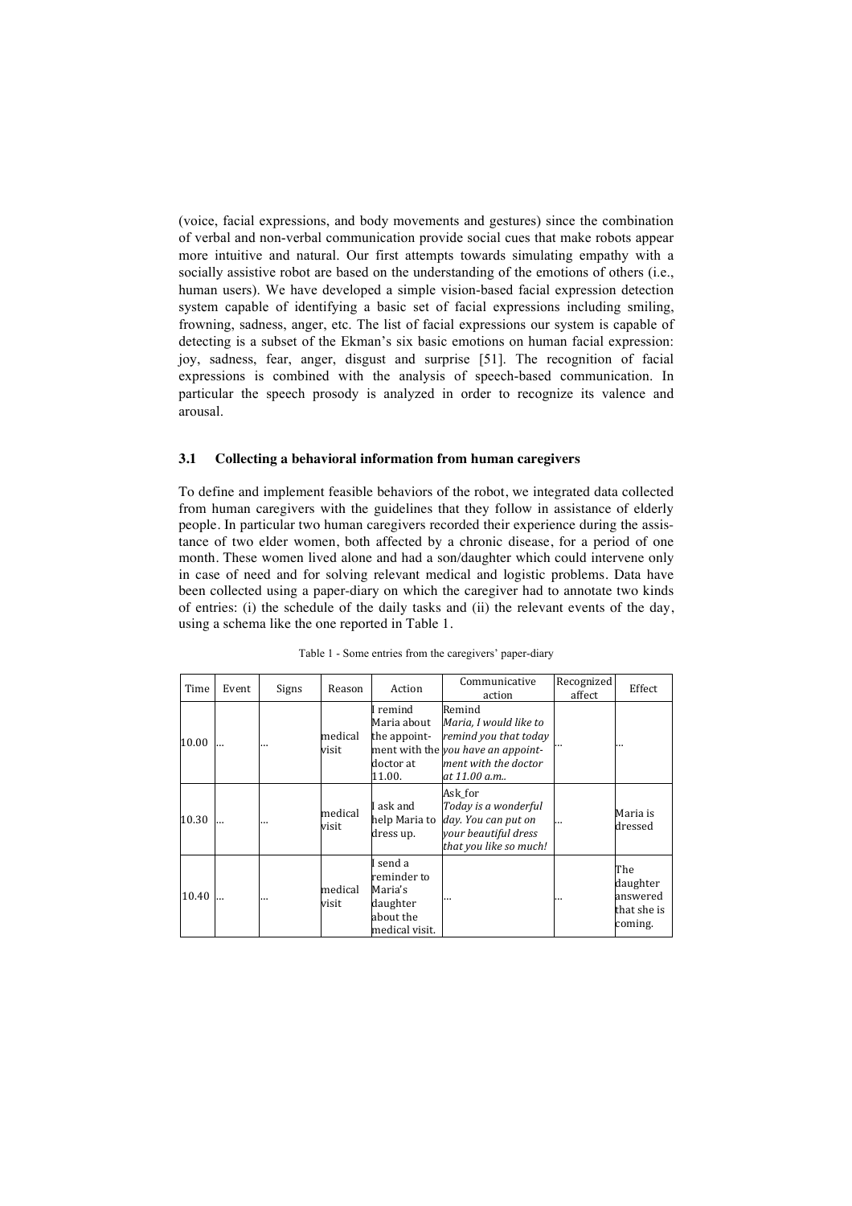(voice, facial expressions, and body movements and gestures) since the combination of verbal and non-verbal communication provide social cues that make robots appear more intuitive and natural. Our first attempts towards simulating empathy with a socially assistive robot are based on the understanding of the emotions of others (i.e., human users). We have developed a simple vision-based facial expression detection system capable of identifying a basic set of facial expressions including smiling, frowning, sadness, anger, etc. The list of facial expressions our system is capable of detecting is a subset of the Ekman's six basic emotions on human facial expression: joy, sadness, fear, anger, disgust and surprise [51]. The recognition of facial expressions is combined with the analysis of speech-based communication. In particular the speech prosody is analyzed in order to recognize its valence and arousal.

### 3.1 Collecting a behavioral information from human caregivers

To define and implement feasible behaviors of the robot, we integrated data collected from human caregivers with the guidelines that they follow in assistance of elderly people. In particular two human caregivers recorded their experience during the assistance of two elder women, both affected by a chronic disease, for a period of one month. These women lived alone and had a son/daughter which could intervene only in case of need and for solving relevant medical and logistic problems. Data have been collected using a paper-diary on which the caregiver had to annotate two kinds of entries: (i) the schedule of the daily tasks and (ii) the relevant events of the day, using a schema like the one reported in Table 1.

Table 1 - Some entries from the caregivers' paper-diary

| Time | Event | Signs | Reason | Action | Communicative action | Recognized affect | Effect |
|---|---|---|---|---|---|---|---|
| 10.00 | ... | ... | medical visit | I remind Maria about the appointment with the doctor at 11.00. | Remind *Maria, I would like to remind you that today you have an appointment with the doctor at 11.00 a.m..* | ... | ... |
| 10.30 | ... | ... | medical visit | I ask and help Maria to dress up. | Ask_for *Today is a wonderful day. You can put on your beautiful dress that you like so much!* | ... | Maria is dressed |
| 10.40 | ... | ... | medical visit | I send a reminder to Maria's daughter about the medical visit. | ... | ... | The daughter answered that she is coming. |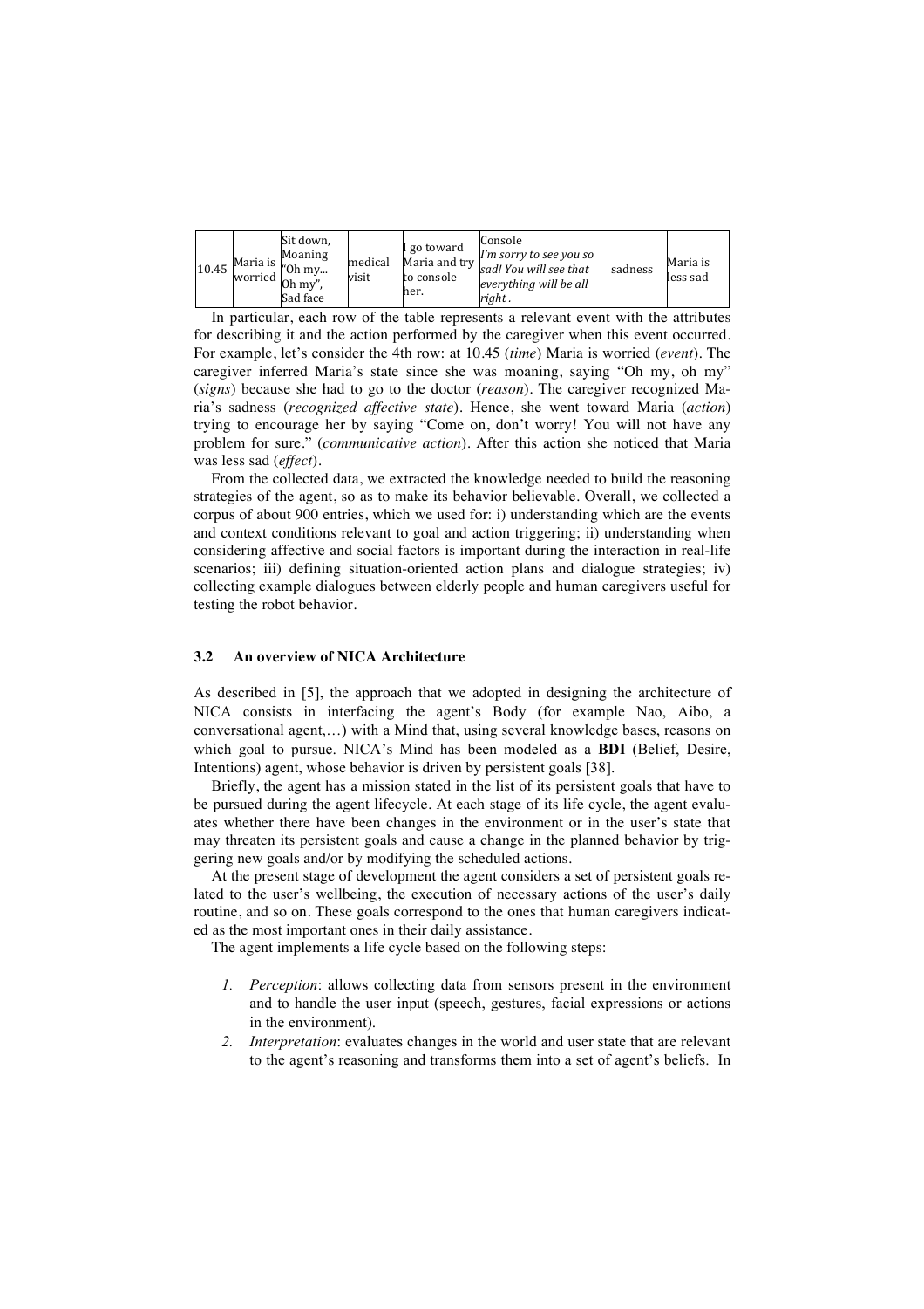| 10.45 | Maria is worried | Sit down, Moaning "Oh my... Oh my", Sad face | medical visit | I go toward Maria and try to console her. | Console *I'm sorry to see you so sad! You will see that everything will be all right*. | sadness | Maria is less sad |
|---|---|---|---|---|---|---|---|

In particular, each row of the table represents a relevant event with the attributes for describing it and the action performed by the caregiver when this event occurred. For example, let's consider the 4th row: at 10.45 (*time*) Maria is worried (*event*). The caregiver inferred Maria's state since she was moaning, saying "Oh my, oh my" (*signs*) because she had to go to the doctor (*reason*). The caregiver recognized Maria's sadness (*recognized affective state*). Hence, she went toward Maria (*action*) trying to encourage her by saying "Come on, don't worry! You will not have any problem for sure." (*communicative action*). After this action she noticed that Maria was less sad (*effect*).

From the collected data, we extracted the knowledge needed to build the reasoning strategies of the agent, so as to make its behavior believable. Overall, we collected a corpus of about 900 entries, which we used for: i) understanding which are the events and context conditions relevant to goal and action triggering; ii) understanding when considering affective and social factors is important during the interaction in real-life scenarios; iii) defining situation-oriented action plans and dialogue strategies; iv) collecting example dialogues between elderly people and human caregivers useful for testing the robot behavior.

### 3.2 An overview of NICA Architecture

As described in [5], the approach that we adopted in designing the architecture of NICA consists in interfacing the agent's Body (for example Nao, Aibo, a conversational agent,…) with a Mind that, using several knowledge bases, reasons on which goal to pursue. NICA's Mind has been modeled as a **BDI** (Belief, Desire, Intentions) agent, whose behavior is driven by persistent goals [38].

Briefly, the agent has a mission stated in the list of its persistent goals that have to be pursued during the agent lifecycle. At each stage of its life cycle, the agent evaluates whether there have been changes in the environment or in the user's state that may threaten its persistent goals and cause a change in the planned behavior by triggering new goals and/or by modifying the scheduled actions.

At the present stage of development the agent considers a set of persistent goals related to the user's wellbeing, the execution of necessary actions of the user's daily routine, and so on. These goals correspond to the ones that human caregivers indicated as the most important ones in their daily assistance.

The agent implements a life cycle based on the following steps:

1. *Perception*: allows collecting data from sensors present in the environment and to handle the user input (speech, gestures, facial expressions or actions in the environment).
2. *Interpretation*: evaluates changes in the world and user state that are relevant to the agent's reasoning and transforms them into a set of agent's beliefs. In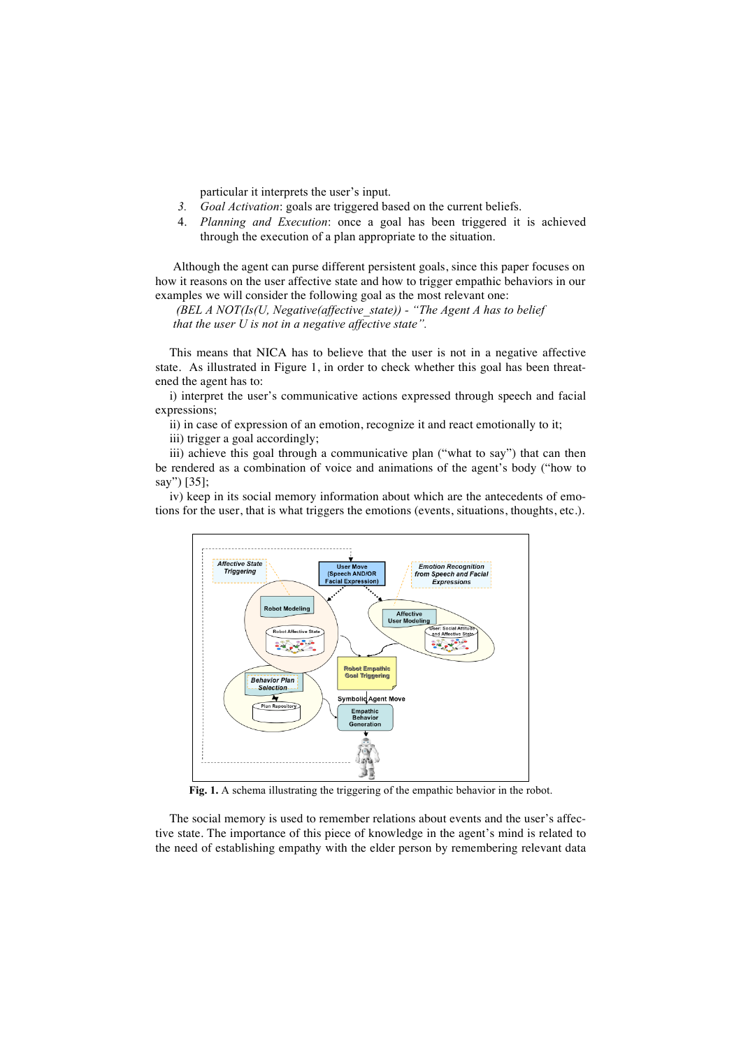particular it interprets the user's input.

3. *Goal Activation*: goals are triggered based on the current beliefs.
4. *Planning and Execution*: once a goal has been triggered it is achieved through the execution of a plan appropriate to the situation.

Although the agent can purse different persistent goals, since this paper focuses on how it reasons on the user affective state and how to trigger empathic behaviors in our examples we will consider the following goal as the most relevant one:

*(BEL A NOT(Is(U, Negative(affective_state)) - "The Agent A has to belief that the user U is not in a negative affective state".*

This means that NICA has to believe that the user is not in a negative affective state. As illustrated in Figure 1, in order to check whether this goal has been threatened the agent has to:

i) interpret the user's communicative actions expressed through speech and facial expressions;

ii) in case of expression of an emotion, recognize it and react emotionally to it;

iii) trigger a goal accordingly;

iii) achieve this goal through a communicative plan ("what to say") that can then be rendered as a combination of voice and animations of the agent's body ("how to say") [35];

iv) keep in its social memory information about which are the antecedents of emotions for the user, that is what triggers the emotions (events, situations, thoughts, etc.).

**Fig. 1.** A schema illustrating the triggering of the empathic behavior in the robot.

The social memory is used to remember relations about events and the user's affective state. The importance of this piece of knowledge in the agent's mind is related to the need of establishing empathy with the elder person by remembering relevant data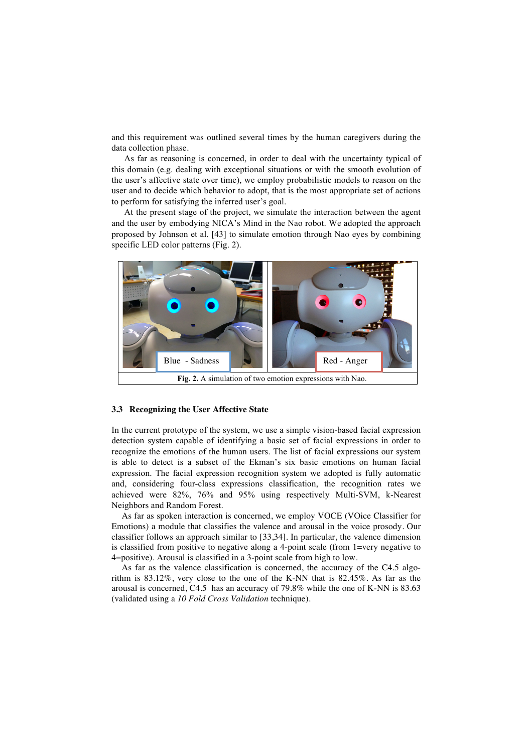and this requirement was outlined several times by the human caregivers during the data collection phase.

As far as reasoning is concerned, in order to deal with the uncertainty typical of this domain (e.g. dealing with exceptional situations or with the smooth evolution of the user's affective state over time), we employ probabilistic models to reason on the user and to decide which behavior to adopt, that is the most appropriate set of actions to perform for satisfying the inferred user's goal.

At the present stage of the project, we simulate the interaction between the agent and the user by embodying NICA's Mind in the Nao robot. We adopted the approach proposed by Johnson et al. [43] to simulate emotion through Nao eyes by combining specific LED color patterns (Fig. 2).

Blue - Sadness

Red - Anger

**Fig. 2.** A simulation of two emotion expressions with Nao.

### 3.3 Recognizing the User Affective State

In the current prototype of the system, we use a simple vision-based facial expression detection system capable of identifying a basic set of facial expressions in order to recognize the emotions of the human users. The list of facial expressions our system is able to detect is a subset of the Ekman's six basic emotions on human facial expression. The facial expression recognition system we adopted is fully automatic and, considering four-class expressions classification, the recognition rates we achieved were 82%, 76% and 95% using respectively Multi-SVM, k-Nearest Neighbors and Random Forest.

As far as spoken interaction is concerned, we employ VOCE (VOice Classifier for Emotions) a module that classifies the valence and arousal in the voice prosody. Our classifier follows an approach similar to [33,34]. In particular, the valence dimension is classified from positive to negative along a 4-point scale (from 1=very negative to 4=positive). Arousal is classified in a 3-point scale from high to low.

As far as the valence classification is concerned, the accuracy of the C4.5 algorithm is 83.12%, very close to the one of the K-NN that is 82.45%. As far as the arousal is concerned, C4.5 has an accuracy of 79.8% while the one of K-NN is 83.63 (validated using a *10 Fold Cross Validation* technique).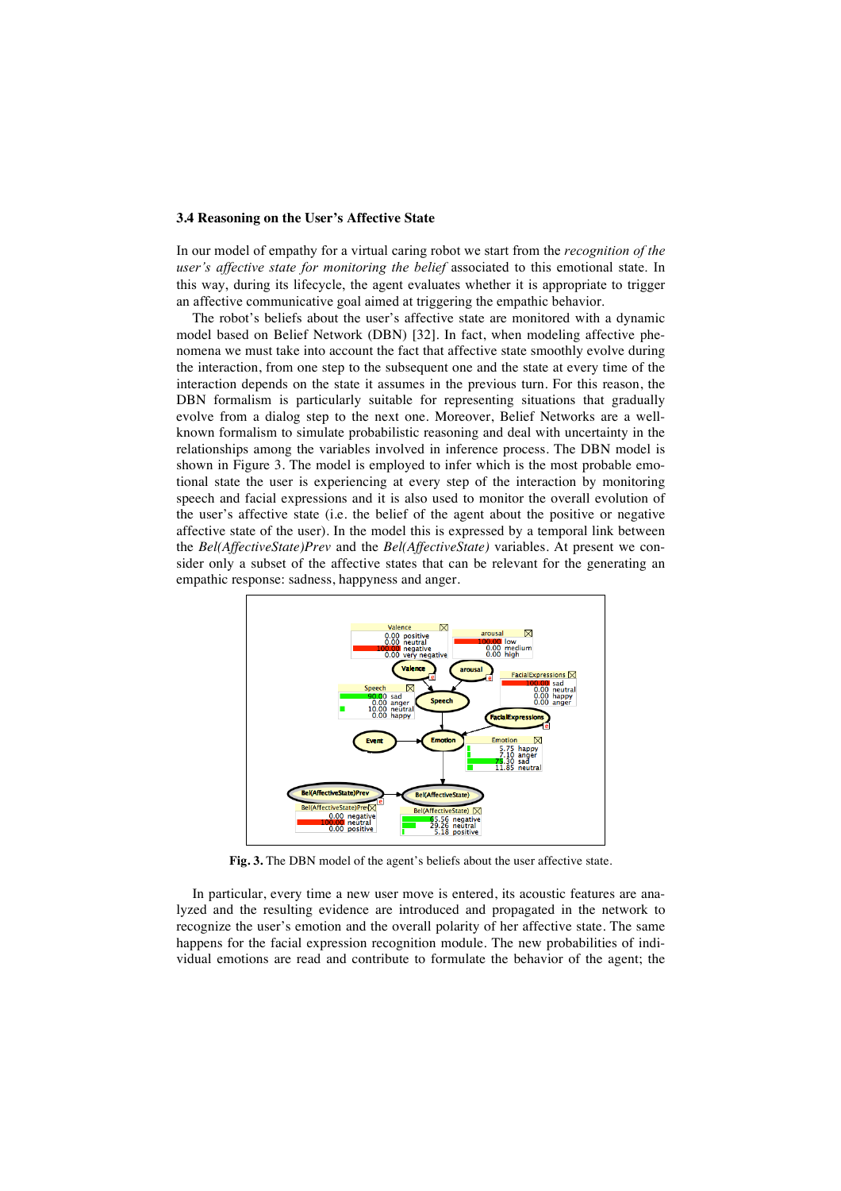### 3.4 Reasoning on the User's Affective State

In our model of empathy for a virtual caring robot we start from the *recognition of the user's affective state for monitoring the belief* associated to this emotional state. In this way, during its lifecycle, the agent evaluates whether it is appropriate to trigger an affective communicative goal aimed at triggering the empathic behavior.

The robot's beliefs about the user's affective state are monitored with a dynamic model based on Belief Network (DBN) [32]. In fact, when modeling affective phenomena we must take into account the fact that affective state smoothly evolve during the interaction, from one step to the subsequent one and the state at every time of the interaction depends on the state it assumes in the previous turn. For this reason, the DBN formalism is particularly suitable for representing situations that gradually evolve from a dialog step to the next one. Moreover, Belief Networks are a well-known formalism to simulate probabilistic reasoning and deal with uncertainty in the relationships among the variables involved in inference process. The DBN model is shown in Figure 3. The model is employed to infer which is the most probable emotional state the user is experiencing at every step of the interaction by monitoring speech and facial expressions and it is also used to monitor the overall evolution of the user's affective state (i.e. the belief of the agent about the positive or negative affective state of the user). In the model this is expressed by a temporal link between the *Bel(AffectiveState)Prev* and the *Bel(AffectiveState)* variables. At present we consider only a subset of the affective states that can be relevant for the generating an empathic response: sadness, happyness and anger.

**Fig. 3.** The DBN model of the agent's beliefs about the user affective state.

In particular, every time a new user move is entered, its acoustic features are analyzed and the resulting evidence are introduced and propagated in the network to recognize the user's emotion and the overall polarity of her affective state. The same happens for the facial expression recognition module. The new probabilities of individual emotions are read and contribute to formulate the behavior of the agent; the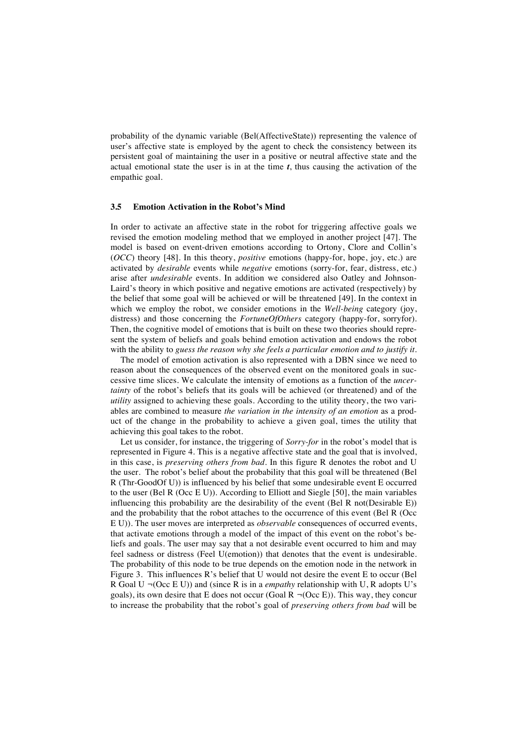probability of the dynamic variable (Bel(AffectiveState)) representing the valence of user's affective state is employed by the agent to check the consistency between its persistent goal of maintaining the user in a positive or neutral affective state and the actual emotional state the user is in at the time $t$, thus causing the activation of the empathic goal.

### 3.5 Emotion Activation in the Robot's Mind

In order to activate an affective state in the robot for triggering affective goals we revised the emotion modeling method that we employed in another project [47]. The model is based on event-driven emotions according to Ortony, Clore and Collin's (*OCC*) theory [48]. In this theory, *positive* emotions (happy-for, hope, joy, etc.) are activated by *desirable* events while *negative* emotions (sorry-for, fear, distress, etc.) arise after *undesirable* events. In addition we considered also Oatley and Johnson-Laird's theory in which positive and negative emotions are activated (respectively) by the belief that some goal will be achieved or will be threatened [49]. In the context in which we employ the robot, we consider emotions in the *Well-being* category (joy, distress) and those concerning the *FortuneOfOthers* category (happy-for, sorryfor). Then, the cognitive model of emotions that is built on these two theories should represent the system of beliefs and goals behind emotion activation and endows the robot with the ability to *guess the reason why she feels a particular emotion and to justify it*.

The model of emotion activation is also represented with a DBN since we need to reason about the consequences of the observed event on the monitored goals in successive time slices. We calculate the intensity of emotions as a function of the *uncertainty* of the robot's beliefs that its goals will be achieved (or threatened) and of the *utility* assigned to achieving these goals. According to the utility theory, the two variables are combined to measure *the variation in the intensity of an emotion* as a product of the change in the probability to achieve a given goal, times the utility that achieving this goal takes to the robot.

Let us consider, for instance, the triggering of *Sorry-for* in the robot's model that is represented in Figure 4. This is a negative affective state and the goal that is involved, in this case, is *preserving others from bad*. In this figure R denotes the robot and U the user. The robot's belief about the probability that this goal will be threatened (Bel R (Thr-GoodOf U)) is influenced by his belief that some undesirable event E occurred to the user (Bel R (Occ E U)). According to Elliott and Siegle [50], the main variables influencing this probability are the desirability of the event (Bel R not(Desirable E)) and the probability that the robot attaches to the occurrence of this event (Bel R (Occ E U)). The user moves are interpreted as *observable* consequences of occurred events, that activate emotions through a model of the impact of this event on the robot's beliefs and goals. The user may say that a not desirable event occurred to him and may feel sadness or distress (Feel U(emotion)) that denotes that the event is undesirable. The probability of this node to be true depends on the emotion node in the network in Figure 3. This influences R's belief that U would not desire the event E to occur (Bel R Goal U ¬(Occ E U)) and (since R is in a *empathy* relationship with U, R adopts U's goals), its own desire that E does not occur (Goal R ¬(Occ E)). This way, they concur to increase the probability that the robot's goal of *preserving others from bad* will be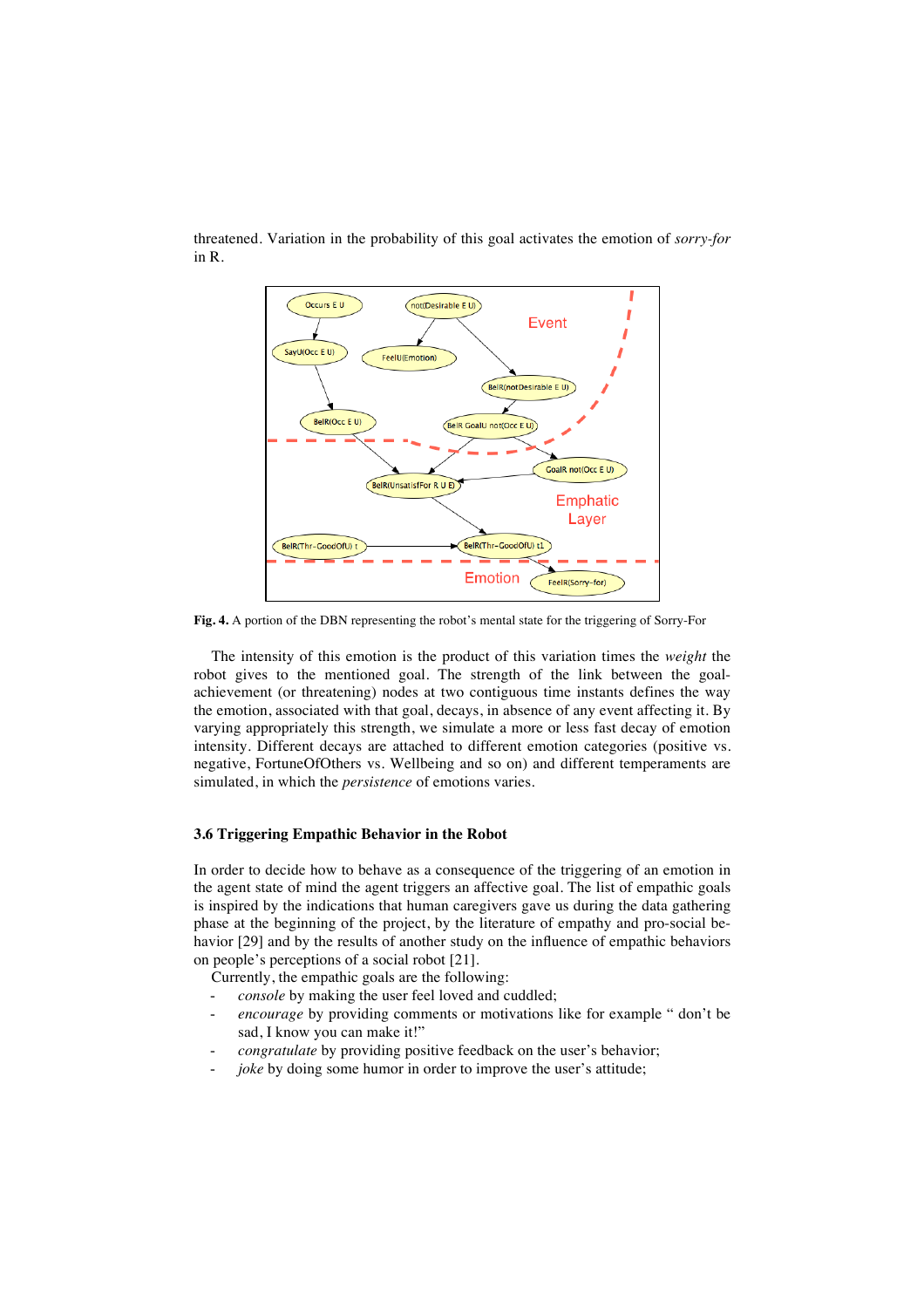threatened. Variation in the probability of this goal activates the emotion of *sorry-for* in R.

**Fig. 4.** A portion of the DBN representing the robot's mental state for the triggering of Sorry-For

The intensity of this emotion is the product of this variation times the *weight* the robot gives to the mentioned goal. The strength of the link between the goal-achievement (or threatening) nodes at two contiguous time instants defines the way the emotion, associated with that goal, decays, in absence of any event affecting it. By varying appropriately this strength, we simulate a more or less fast decay of emotion intensity. Different decays are attached to different emotion categories (positive vs. negative, FortuneOfOthers vs. Wellbeing and so on) and different temperaments are simulated, in which the *persistence* of emotions varies.

### 3.6 Triggering Empathic Behavior in the Robot

In order to decide how to behave as a consequence of the triggering of an emotion in the agent state of mind the agent triggers an affective goal. The list of empathic goals is inspired by the indications that human caregivers gave us during the data gathering phase at the beginning of the project, by the literature of empathy and pro-social behavior [29] and by the results of another study on the influence of empathic behaviors on people's perceptions of a social robot [21].

Currently, the empathic goals are the following:

- *console* by making the user feel loved and cuddled;
- *encourage* by providing comments or motivations like for example " don't be sad, I know you can make it!"
- *congratulate* by providing positive feedback on the user's behavior;
- *joke* by doing some humor in order to improve the user's attitude;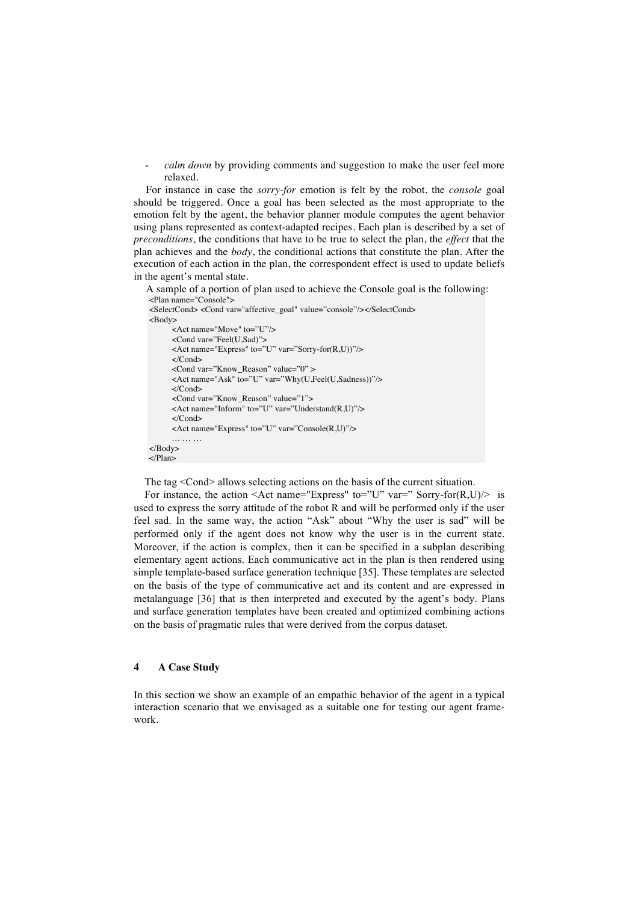- *calm down* by providing comments and suggestion to make the user feel more relaxed.

For instance in case the *sorry-for* emotion is felt by the robot, the *console* goal should be triggered. Once a goal has been selected as the most appropriate to the emotion felt by the agent, the behavior planner module computes the agent behavior using plans represented as context-adapted recipes. Each plan is described by a set of *preconditions*, the conditions that have to be true to select the plan, the *effect* that the plan achieves and the *body*, the conditional actions that constitute the plan. After the execution of each action in the plan, the correspondent effect is used to update beliefs in the agent's mental state.

A sample of a portion of plan used to achieve the Console goal is the following:

```
<Plan name="Console">
<SelectCond> <Cond var="affective_goal" value="console"/></SelectCond>
<Body>
        <Act name="Move" to="U"/>
        <Cond var="Feel(U,Sad)">
        <Act name="Express" to="U" var="Sorry-for(R,U))"/>
        </Cond>
        <Cond var="Know_Reason" value="0" >
        <Act name="Ask" to="U" var="Why(U,Feel(U,Sadness))"/>
        </Cond>
        <Cond var="Know_Reason" value="1">
        <Act name="Inform" to="U" var="Understand(R,U)"/>
        </Cond>
        <Act name="Express" to="U" var="Console(R,U)"/>
        … … …
</Body>
</Plan>
```

The tag <Cond> allows selecting actions on the basis of the current situation.

For instance, the action <Act name="Express" to="U" var=" Sorry-for(R,U)/> is used to express the sorry attitude of the robot R and will be performed only if the user feel sad. In the same way, the action "Ask" about "Why the user is sad" will be performed only if the agent does not know why the user is in the current state. Moreover, if the action is complex, then it can be specified in a subplan describing elementary agent actions. Each communicative act in the plan is then rendered using simple template-based surface generation technique [35]. These templates are selected on the basis of the type of communicative act and its content and are expressed in metalanguage [36] that is then interpreted and executed by the agent's body. Plans and surface generation templates have been created and optimized combining actions on the basis of pragmatic rules that were derived from the corpus dataset.

## 4 A Case Study

In this section we show an example of an empathic behavior of the agent in a typical interaction scenario that we envisaged as a suitable one for testing our agent framework.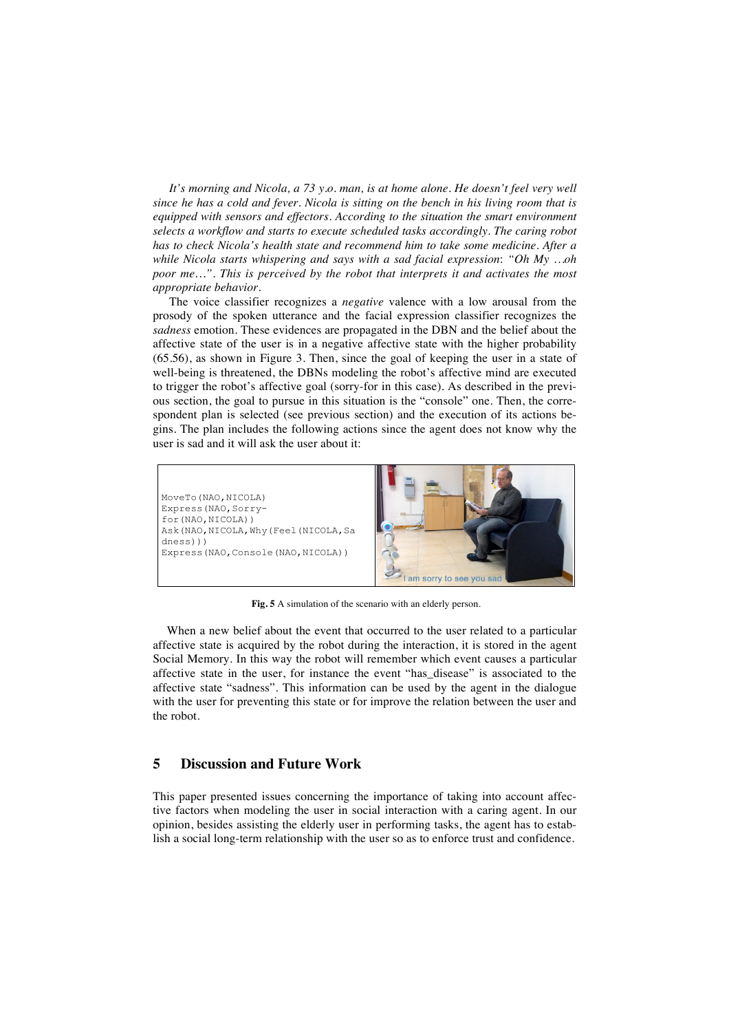*It's morning and Nicola, a 73 y.o. man, is at home alone. He doesn't feel very well since he has a cold and fever. Nicola is sitting on the bench in his living room that is equipped with sensors and effectors. According to the situation the smart environment selects a workflow and starts to execute scheduled tasks accordingly. The caring robot has to check Nicola's health state and recommend him to take some medicine. After a while Nicola starts whispering and says with a sad facial expression: "Oh My …oh poor me…". This is perceived by the robot that interprets it and activates the most appropriate behavior.*

The voice classifier recognizes a *negative* valence with a low arousal from the prosody of the spoken utterance and the facial expression classifier recognizes the *sadness* emotion. These evidences are propagated in the DBN and the belief about the affective state of the user is in a negative affective state with the higher probability (65.56), as shown in Figure 3. Then, since the goal of keeping the user in a state of well-being is threatened, the DBNs modeling the robot's affective mind are executed to trigger the robot's affective goal (sorry-for in this case). As described in the previous section, the goal to pursue in this situation is the "console" one. Then, the correspondent plan is selected (see previous section) and the execution of its actions begins. The plan includes the following actions since the agent does not know why the user is sad and it will ask the user about it:

```
MoveTo(NAO,NICOLA)
Express(NAO,Sorry-for(NAO,NICOLA))
Ask(NAO,NICOLA,Why(Feel(NICOLA,Sadness)))
Express(NAO,Console(NAO,NICOLA))
```

**Fig. 5** A simulation of the scenario with an elderly person.

When a new belief about the event that occurred to the user related to a particular affective state is acquired by the robot during the interaction, it is stored in the agent Social Memory. In this way the robot will remember which event causes a particular affective state in the user, for instance the event "has_disease" is associated to the affective state "sadness". This information can be used by the agent in the dialogue with the user for preventing this state or for improve the relation between the user and the robot.

## 5 Discussion and Future Work

This paper presented issues concerning the importance of taking into account affective factors when modeling the user in social interaction with a caring agent. In our opinion, besides assisting the elderly user in performing tasks, the agent has to establish a social long-term relationship with the user so as to enforce trust and confidence.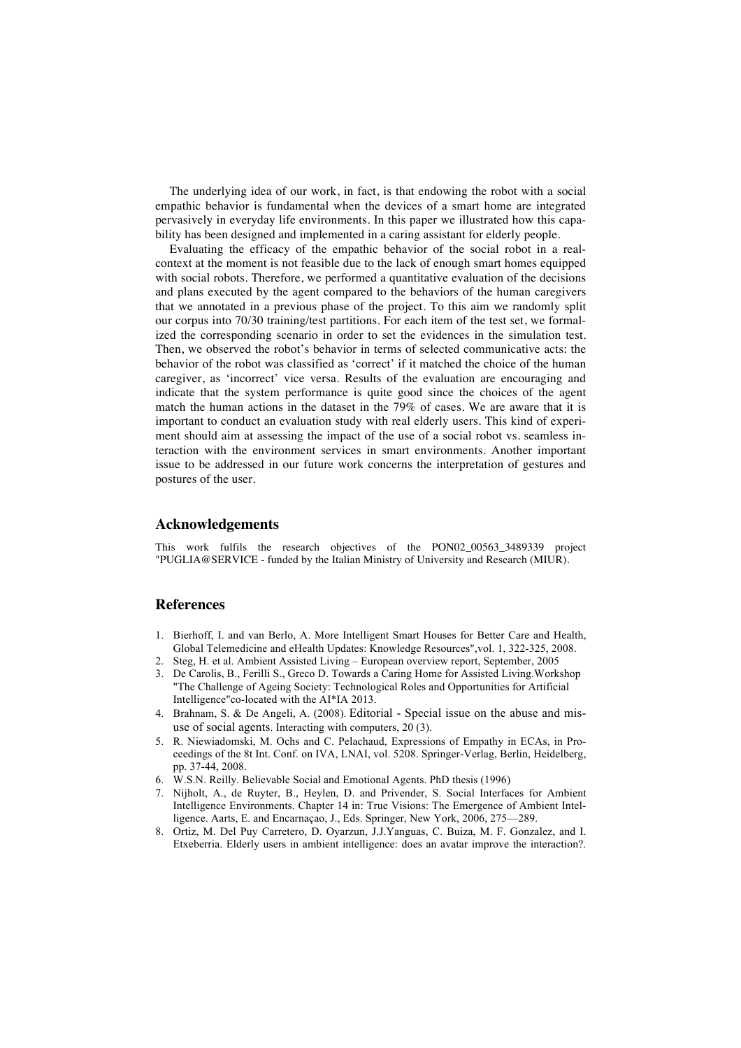The underlying idea of our work, in fact, is that endowing the robot with a social empathic behavior is fundamental when the devices of a smart home are integrated pervasively in everyday life environments. In this paper we illustrated how this capability has been designed and implemented in a caring assistant for elderly people.

Evaluating the efficacy of the empathic behavior of the social robot in a real-context at the moment is not feasible due to the lack of enough smart homes equipped with social robots. Therefore, we performed a quantitative evaluation of the decisions and plans executed by the agent compared to the behaviors of the human caregivers that we annotated in a previous phase of the project. To this aim we randomly split our corpus into 70/30 training/test partitions. For each item of the test set, we formalized the corresponding scenario in order to set the evidences in the simulation test. Then, we observed the robot's behavior in terms of selected communicative acts: the behavior of the robot was classified as 'correct' if it matched the choice of the human caregiver, as 'incorrect' vice versa. Results of the evaluation are encouraging and indicate that the system performance is quite good since the choices of the agent match the human actions in the dataset in the 79% of cases. We are aware that it is important to conduct an evaluation study with real elderly users. This kind of experiment should aim at assessing the impact of the use of a social robot vs. seamless interaction with the environment services in smart environments. Another important issue to be addressed in our future work concerns the interpretation of gestures and postures of the user.

## Acknowledgements

This work fulfils the research objectives of the PON02_00563_3489339 project "PUGLIA@SERVICE - funded by the Italian Ministry of University and Research (MIUR).

## References

1. Bierhoff, I. and van Berlo, A. More Intelligent Smart Houses for Better Care and Health, Global Telemedicine and eHealth Updates: Knowledge Resources",vol. 1, 322-325, 2008.
2. Steg, H. et al. Ambient Assisted Living – European overview report, September, 2005
3. De Carolis, B., Ferilli S., Greco D. Towards a Caring Home for Assisted Living.Workshop "The Challenge of Ageing Society: Technological Roles and Opportunities for Artificial Intelligence"co-located with the AI*IA 2013.
4. Brahnam, S. & De Angeli, A. (2008). Editorial - Special issue on the abuse and misuse of social agents. Interacting with computers, 20 (3).
5. R. Niewiadomski, M. Ochs and C. Pelachaud, Expressions of Empathy in ECAs, in Proceedings of the 8t Int. Conf. on IVA, LNAI, vol. 5208. Springer-Verlag, Berlin, Heidelberg, pp. 37-44, 2008.
6. W.S.N. Reilly. Believable Social and Emotional Agents. PhD thesis (1996)
7. Nijholt, A., de Ruyter, B., Heylen, D. and Privender, S. Social Interfaces for Ambient Intelligence Environments. Chapter 14 in: True Visions: The Emergence of Ambient Intelligence. Aarts, E. and Encarnaçao, J., Eds. Springer, New York, 2006, 275—289.
8. Ortiz, M. Del Puy Carretero, D. Oyarzun, J.J.Yanguas, C. Buiza, M. F. Gonzalez, and I. Etxeberria. Elderly users in ambient intelligence: does an avatar improve the interaction?.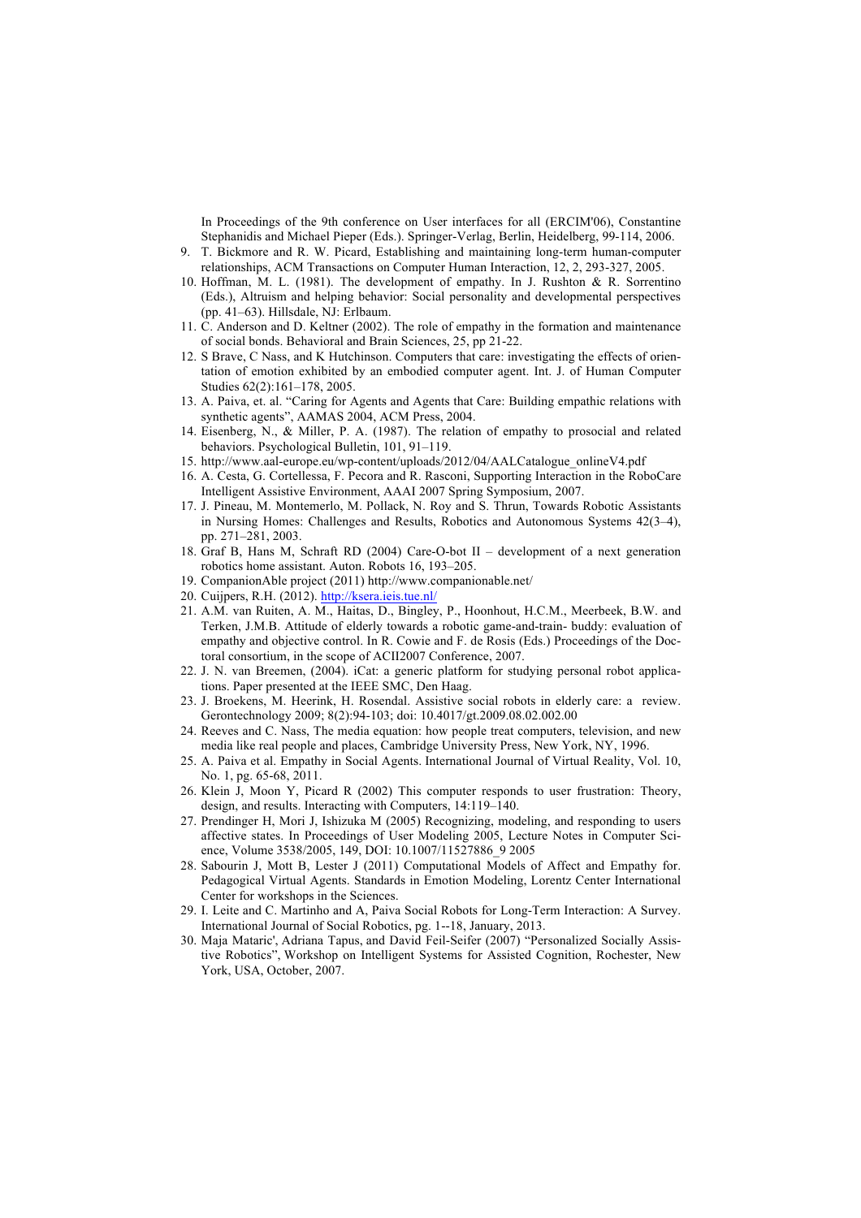In Proceedings of the 9th conference on User interfaces for all (ERCIM'06), Constantine Stephanidis and Michael Pieper (Eds.). Springer-Verlag, Berlin, Heidelberg, 99-114, 2006.

9. T. Bickmore and R. W. Picard, Establishing and maintaining long-term human-computer relationships, ACM Transactions on Computer Human Interaction, 12, 2, 293-327, 2005.
10. Hoffman, M. L. (1981). The development of empathy. In J. Rushton & R. Sorrentino (Eds.), Altruism and helping behavior: Social personality and developmental perspectives (pp. 41–63). Hillsdale, NJ: Erlbaum.
11. C. Anderson and D. Keltner (2002). The role of empathy in the formation and maintenance of social bonds. Behavioral and Brain Sciences, 25, pp 21-22.
12. S Brave, C Nass, and K Hutchinson. Computers that care: investigating the effects of orientation of emotion exhibited by an embodied computer agent. Int. J. of Human Computer Studies 62(2):161–178, 2005.
13. A. Paiva, et. al. "Caring for Agents and Agents that Care: Building empathic relations with synthetic agents", AAMAS 2004, ACM Press, 2004.
14. Eisenberg, N., & Miller, P. A. (1987). The relation of empathy to prosocial and related behaviors. Psychological Bulletin, 101, 91–119.
15. http://www.aal-europe.eu/wp-content/uploads/2012/04/AALCatalogue_onlineV4.pdf
16. A. Cesta, G. Cortellessa, F. Pecora and R. Rasconi, Supporting Interaction in the RoboCare Intelligent Assistive Environment, AAAI 2007 Spring Symposium, 2007.
17. J. Pineau, M. Montemerlo, M. Pollack, N. Roy and S. Thrun, Towards Robotic Assistants in Nursing Homes: Challenges and Results, Robotics and Autonomous Systems 42(3–4), pp. 271–281, 2003.
18. Graf B, Hans M, Schraft RD (2004) Care-O-bot II – development of a next generation robotics home assistant. Auton. Robots 16, 193–205.
19. CompanionAble project (2011) http://www.companionable.net/
20. Cuijpers, R.H. (2012). http://ksera.ieis.tue.nl/
21. A.M. van Ruiten, A. M., Haitas, D., Bingley, P., Hoonhout, H.C.M., Meerbeek, B.W. and Terken, J.M.B. Attitude of elderly towards a robotic game-and-train- buddy: evaluation of empathy and objective control. In R. Cowie and F. de Rosis (Eds.) Proceedings of the Doctoral consortium, in the scope of ACII2007 Conference, 2007.
22. J. N. van Breemen, (2004). iCat: a generic platform for studying personal robot applications. Paper presented at the IEEE SMC, Den Haag.
23. J. Broekens, M. Heerink, H. Rosendal. Assistive social robots in elderly care: a review. Gerontechnology 2009; 8(2):94-103; doi: 10.4017/gt.2009.08.02.002.00
24. Reeves and C. Nass, The media equation: how people treat computers, television, and new media like real people and places, Cambridge University Press, New York, NY, 1996.
25. A. Paiva et al. Empathy in Social Agents. International Journal of Virtual Reality, Vol. 10, No. 1, pg. 65-68, 2011.
26. Klein J, Moon Y, Picard R (2002) This computer responds to user frustration: Theory, design, and results. Interacting with Computers, 14:119–140.
27. Prendinger H, Mori J, Ishizuka M (2005) Recognizing, modeling, and responding to users affective states. In Proceedings of User Modeling 2005, Lecture Notes in Computer Science, Volume 3538/2005, 149, DOI: 10.1007/11527886_9 2005
28. Sabourin J, Mott B, Lester J (2011) Computational Models of Affect and Empathy for. Pedagogical Virtual Agents. Standards in Emotion Modeling, Lorentz Center International Center for workshops in the Sciences.
29. I. Leite and C. Martinho and A, Paiva Social Robots for Long-Term Interaction: A Survey. International Journal of Social Robotics, pg. 1--18, January, 2013.
30. Maja Mataric', Adriana Tapus, and David Feil-Seifer (2007) "Personalized Socially Assistive Robotics", Workshop on Intelligent Systems for Assisted Cognition, Rochester, New York, USA, October, 2007.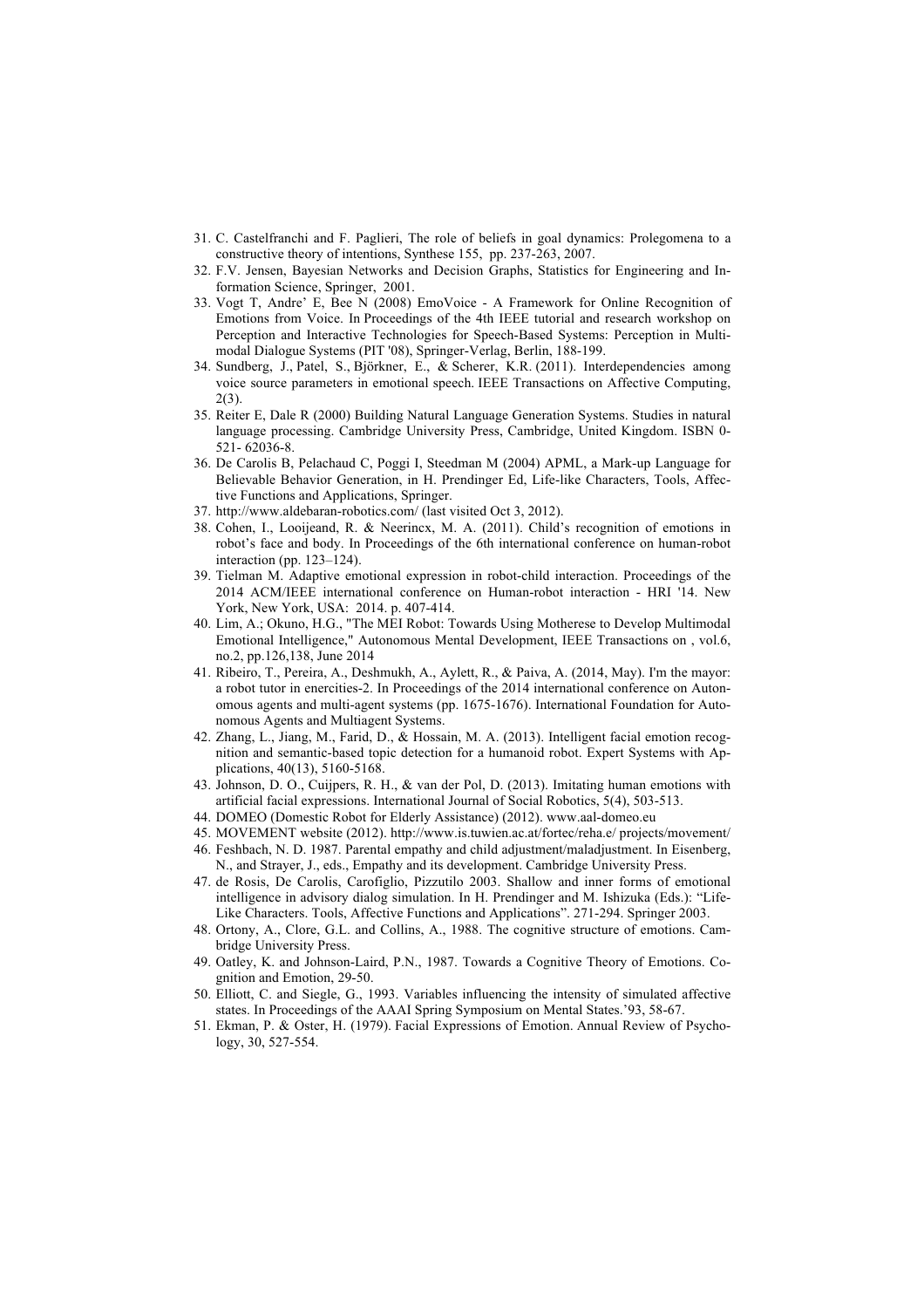31. C. Castelfranchi and F. Paglieri, The role of beliefs in goal dynamics: Prolegomena to a constructive theory of intentions, Synthese 155, pp. 237-263, 2007.
32. F.V. Jensen, Bayesian Networks and Decision Graphs, Statistics for Engineering and Information Science, Springer, 2001.
33. Vogt T, Andre' E, Bee N (2008) EmoVoice - A Framework for Online Recognition of Emotions from Voice. In Proceedings of the 4th IEEE tutorial and research workshop on Perception and Interactive Technologies for Speech-Based Systems: Perception in Multimodal Dialogue Systems (PIT '08), Springer-Verlag, Berlin, 188-199.
34. Sundberg, J., Patel, S., Björkner, E., & Scherer, K.R. (2011). Interdependencies among voice source parameters in emotional speech. IEEE Transactions on Affective Computing, 2(3).
35. Reiter E, Dale R (2000) Building Natural Language Generation Systems. Studies in natural language processing. Cambridge University Press, Cambridge, United Kingdom. ISBN 0-521- 62036-8.
36. De Carolis B, Pelachaud C, Poggi I, Steedman M (2004) APML, a Mark-up Language for Believable Behavior Generation, in H. Prendinger Ed, Life-like Characters, Tools, Affective Functions and Applications, Springer.
37. http://www.aldebaran-robotics.com/ (last visited Oct 3, 2012).
38. Cohen, I., Looijeand, R. & Neerincx, M. A. (2011). Child's recognition of emotions in robot's face and body. In Proceedings of the 6th international conference on human-robot interaction (pp. 123–124).
39. Tielman M. Adaptive emotional expression in robot-child interaction. Proceedings of the 2014 ACM/IEEE international conference on Human-robot interaction - HRI '14. New York, New York, USA: 2014. p. 407-414.
40. Lim, A.; Okuno, H.G., "The MEI Robot: Towards Using Motherese to Develop Multimodal Emotional Intelligence," Autonomous Mental Development, IEEE Transactions on , vol.6, no.2, pp.126,138, June 2014
41. Ribeiro, T., Pereira, A., Deshmukh, A., Aylett, R., & Paiva, A. (2014, May). I'm the mayor: a robot tutor in enercities-2. In Proceedings of the 2014 international conference on Autonomous agents and multi-agent systems (pp. 1675-1676). International Foundation for Autonomous Agents and Multiagent Systems.
42. Zhang, L., Jiang, M., Farid, D., & Hossain, M. A. (2013). Intelligent facial emotion recognition and semantic-based topic detection for a humanoid robot. Expert Systems with Applications, 40(13), 5160-5168.
43. Johnson, D. O., Cuijpers, R. H., & van der Pol, D. (2013). Imitating human emotions with artificial facial expressions. International Journal of Social Robotics, 5(4), 503-513.
44. DOMEO (Domestic Robot for Elderly Assistance) (2012). www.aal-domeo.eu
45. MOVEMENT website (2012). http://www.is.tuwien.ac.at/fortec/reha.e/ projects/movement/
46. Feshbach, N. D. 1987. Parental empathy and child adjustment/maladjustment. In Eisenberg, N., and Strayer, J., eds., Empathy and its development. Cambridge University Press.
47. de Rosis, De Carolis, Carofiglio, Pizzutilo 2003. Shallow and inner forms of emotional intelligence in advisory dialog simulation. In H. Prendinger and M. Ishizuka (Eds.): "Life-Like Characters. Tools, Affective Functions and Applications". 271-294. Springer 2003.
48. Ortony, A., Clore, G.L. and Collins, A., 1988. The cognitive structure of emotions. Cambridge University Press.
49. Oatley, K. and Johnson-Laird, P.N., 1987. Towards a Cognitive Theory of Emotions. Cognition and Emotion, 29-50.
50. Elliott, C. and Siegle, G., 1993. Variables influencing the intensity of simulated affective states. In Proceedings of the AAAI Spring Symposium on Mental States.'93, 58-67.
51. Ekman, P. & Oster, H. (1979). Facial Expressions of Emotion. Annual Review of Psychology, 30, 527-554.